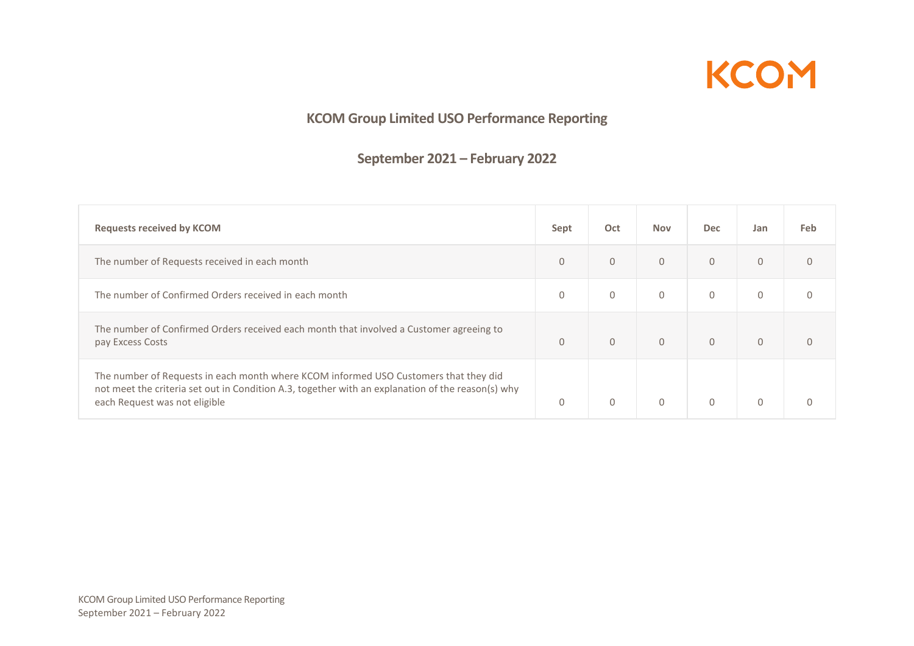KCOM

# KCOM Group Limited USO Performance Reporting

## September 2021 – February 2022

| Requests received by KCOM | Sept | Oct | Nov | Dec | Jan | Feb |
|---|---|---|---|---|---|---|
| The number of Requests received in each month | 0 | 0 | 0 | 0 | 0 | 0 |
| The number of Confirmed Orders received in each month | 0 | 0 | 0 | 0 | 0 | 0 |
| The number of Confirmed Orders received each month that involved a Customer agreeing to pay Excess Costs | 0 | 0 | 0 | 0 | 0 | 0 |
| The number of Requests in each month where KCOM informed USO Customers that they did not meet the criteria set out in Condition A.3, together with an explanation of the reason(s) why each Request was not eligible | 0 | 0 | 0 | 0 | 0 | 0 |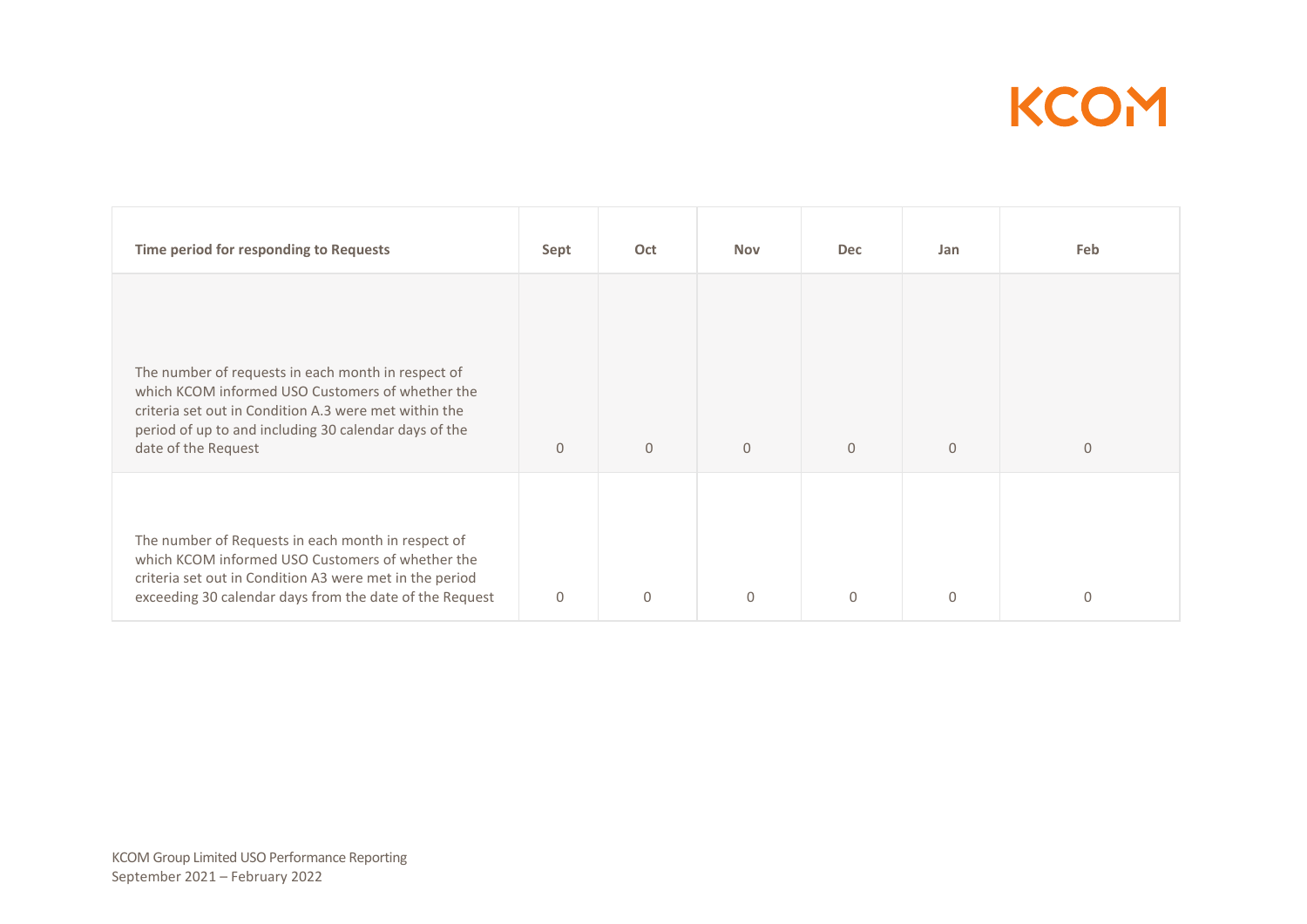| Time period for responding to Requests | Sept | Oct | Nov | Dec | Jan | Feb |
|---|---|---|---|---|---|---|
| The number of requests in each month in respect of which KCOM informed USO Customers of whether the criteria set out in Condition A.3 were met within the period of up to and including 30 calendar days of the date of the Request | 0 | 0 | 0 | 0 | 0 | 0 |
| The number of Requests in each month in respect of which KCOM informed USO Customers of whether the criteria set out in Condition A3 were met in the period exceeding 30 calendar days from the date of the Request | 0 | 0 | 0 | 0 | 0 | 0 |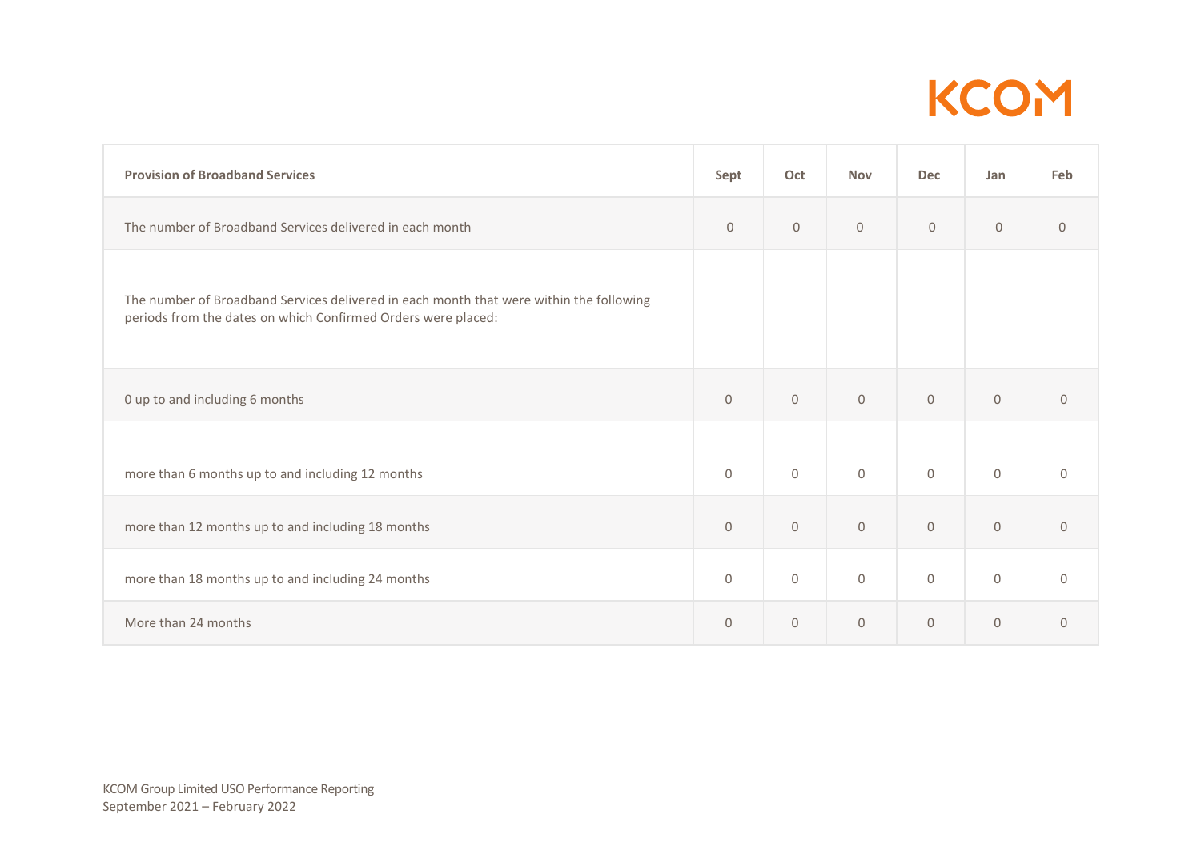| Provision of Broadband Services | Sept | Oct | Nov | Dec | Jan | Feb |
|---|---|---|---|---|---|---|
| The number of Broadband Services delivered in each month | 0 | 0 | 0 | 0 | 0 | 0 |
| The number of Broadband Services delivered in each month that were within the following periods from the dates on which Confirmed Orders were placed: | | | | | | |
| 0 up to and including 6 months | 0 | 0 | 0 | 0 | 0 | 0 |
| more than 6 months up to and including 12 months | 0 | 0 | 0 | 0 | 0 | 0 |
| more than 12 months up to and including 18 months | 0 | 0 | 0 | 0 | 0 | 0 |
| more than 18 months up to and including 24 months | 0 | 0 | 0 | 0 | 0 | 0 |
| More than 24 months | 0 | 0 | 0 | 0 | 0 | 0 |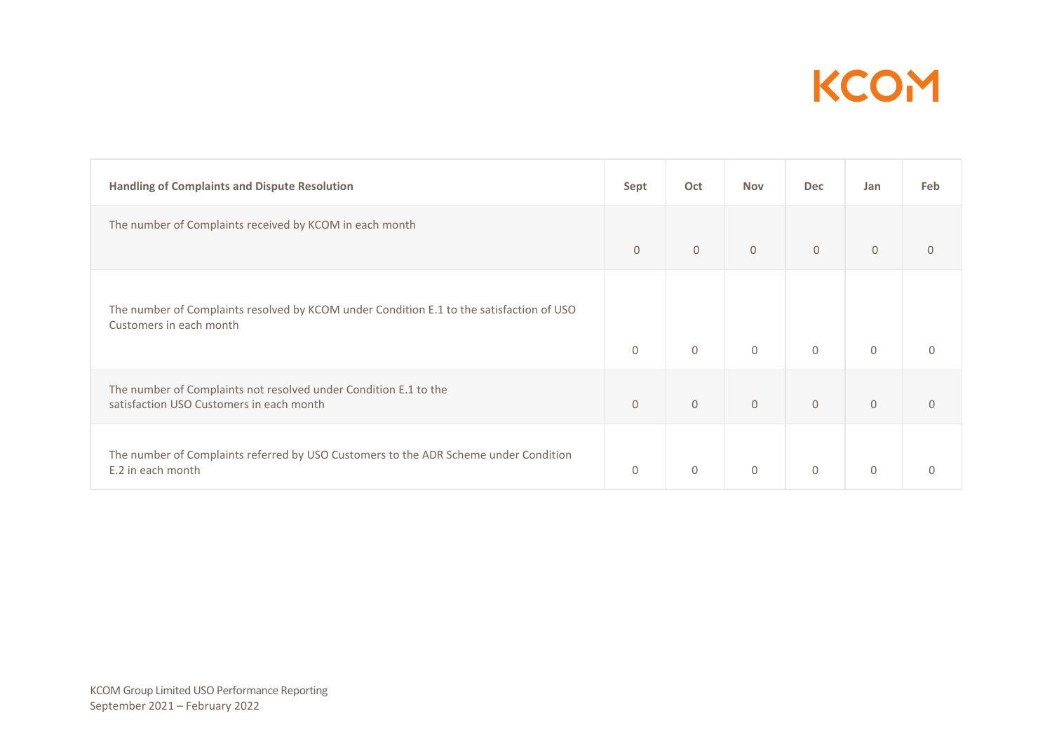| Handling of Complaints and Dispute Resolution | Sept | Oct | Nov | Dec | Jan | Feb |
|---|---|---|---|---|---|---|
| The number of Complaints received by KCOM in each month | 0 | 0 | 0 | 0 | 0 | 0 |
| The number of Complaints resolved by KCOM under Condition E.1 to the satisfaction of USO Customers in each month | 0 | 0 | 0 | 0 | 0 | 0 |
| The number of Complaints not resolved under Condition E.1 to the satisfaction USO Customers in each month | 0 | 0 | 0 | 0 | 0 | 0 |
| The number of Complaints referred by USO Customers to the ADR Scheme under Condition E.2 in each month | 0 | 0 | 0 | 0 | 0 | 0 |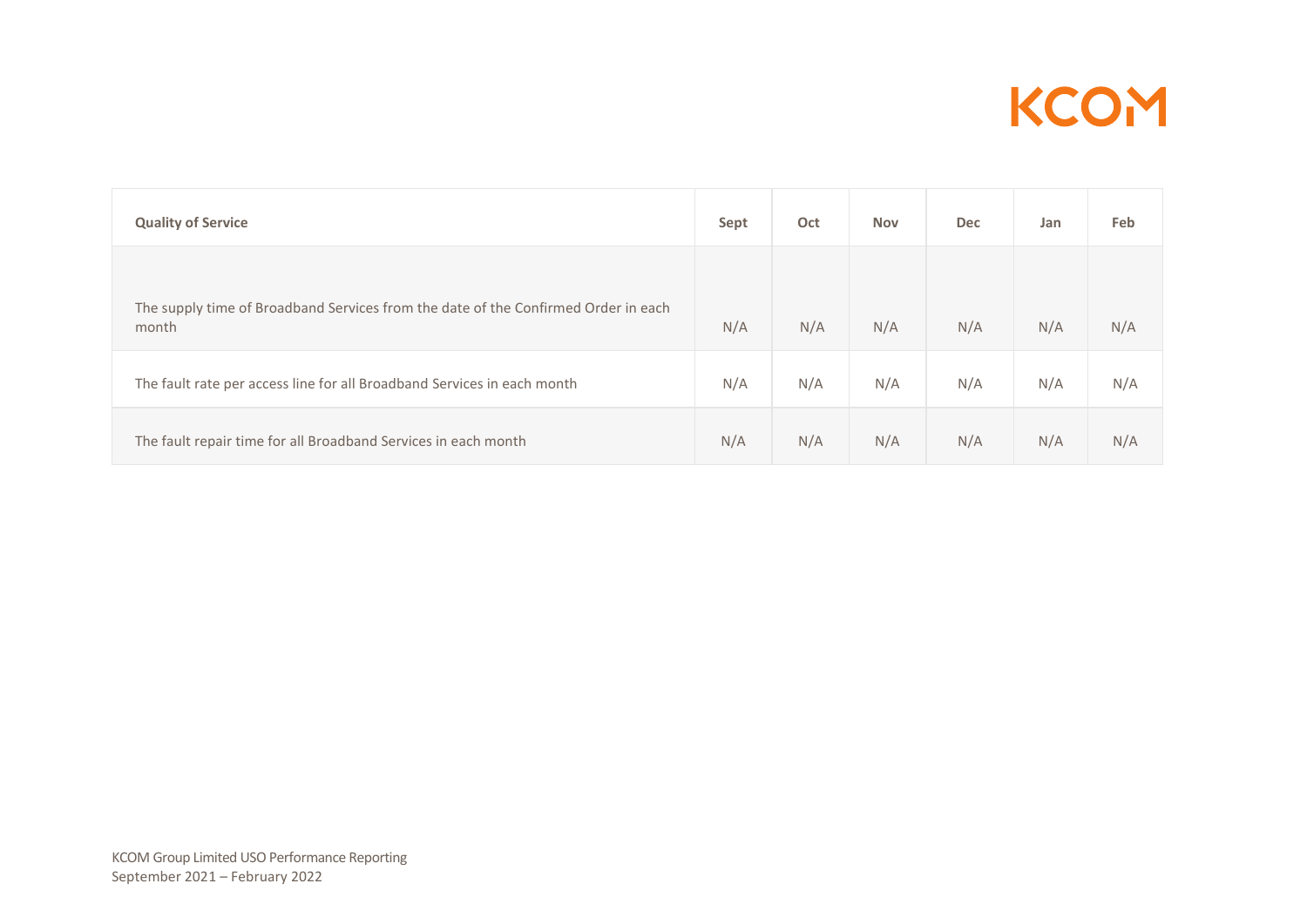| Quality of Service | Sept | Oct | Nov | Dec | Jan | Feb |
|---|---|---|---|---|---|---|
| The supply time of Broadband Services from the date of the Confirmed Order in each month | N/A | N/A | N/A | N/A | N/A | N/A |
| The fault rate per access line for all Broadband Services in each month | N/A | N/A | N/A | N/A | N/A | N/A |
| The fault repair time for all Broadband Services in each month | N/A | N/A | N/A | N/A | N/A | N/A |